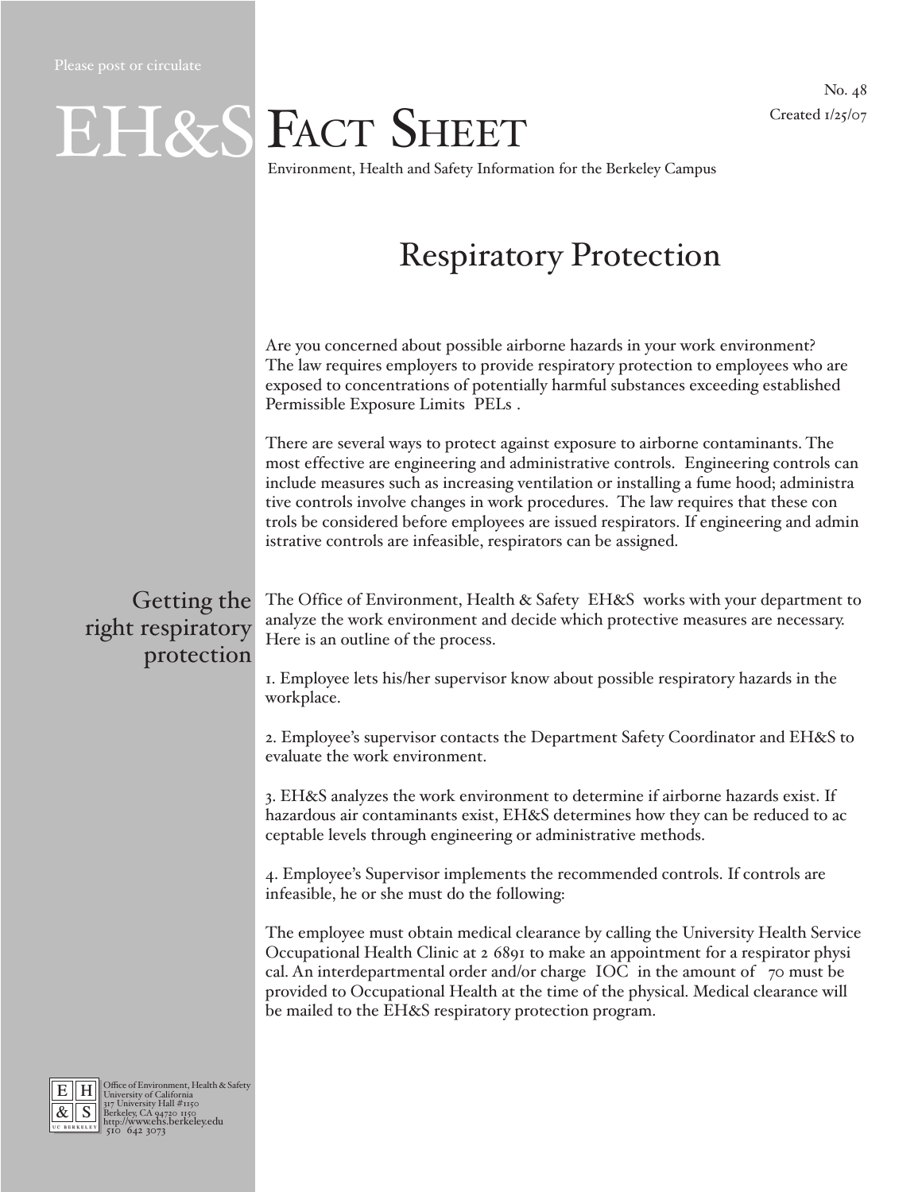Please post or circulate

No. 48
Created 1/25/07

# EH&S Fact Sheet

Environment, Health and Safety Information for the Berkeley Campus

## Respiratory Protection

Are you concerned about possible airborne hazards in your work environment? The law requires employers to provide respiratory protection to employees who are exposed to concentrations of potentially harmful substances exceeding established Permissible Exposure Limits PELs .

There are several ways to protect against exposure to airborne contaminants. The most effective are engineering and administrative controls. Engineering controls can include measures such as increasing ventilation or installing a fume hood; administrative controls involve changes in work procedures. The law requires that these controls be considered before employees are issued respirators. If engineering and administrative controls are infeasible, respirators can be assigned.

### Getting the right respiratory protection

The Office of Environment, Health & Safety EH&S works with your department to analyze the work environment and decide which protective measures are necessary. Here is an outline of the process.

1. Employee lets his/her supervisor know about possible respiratory hazards in the workplace.

2. Employee's supervisor contacts the Department Safety Coordinator and EH&S to evaluate the work environment.

3. EH&S analyzes the work environment to determine if airborne hazards exist. If hazardous air contaminants exist, EH&S determines how they can be reduced to acceptable levels through engineering or administrative methods.

4. Employee's Supervisor implements the recommended controls. If controls are infeasible, he or she must do the following:

The employee must obtain medical clearance by calling the University Health Service Occupational Health Clinic at 2 6891 to make an appointment for a respirator physical. An interdepartmental order and/or charge IOC in the amount of 70 must be provided to Occupational Health at the time of the physical. Medical clearance will be mailed to the EH&S respiratory protection program.

Office of Environment, Health & Safety
University of California
317 University Hall #1150
Berkeley, CA 94720 1150
http://www.ehs.berkeley.edu
510 642 3073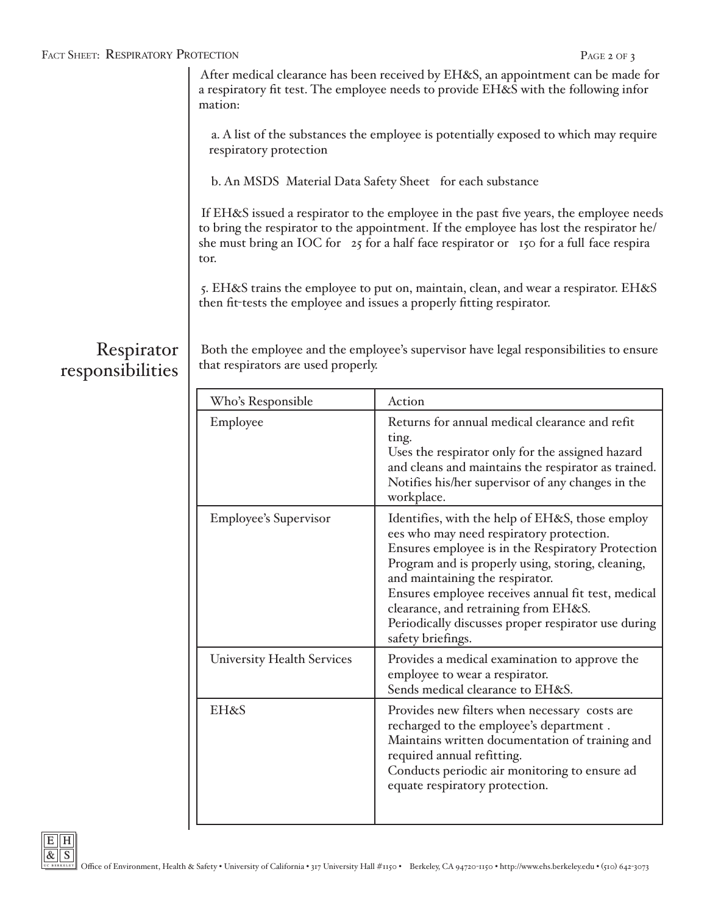After medical clearance has been received by EH&S, an appointment can be made for a respiratory fit test. The employee needs to provide EH&S with the following infor mation:

a. A list of the substances the employee is potentially exposed to which may require respiratory protection

b. An MSDS Material Data Safety Sheet for each substance

If EH&S issued a respirator to the employee in the past five years, the employee needs to bring the respirator to the appointment. If the employee has lost the respirator he/ she must bring an IOC for 25 for a half face respirator or 150 for a full face respira tor.

5. EH&S trains the employee to put on, maintain, clean, and wear a respirator. EH&S then fit-tests the employee and issues a properly fitting respirator.

## Respirator responsibilities

Both the employee and the employee's supervisor have legal responsibilities to ensure that respirators are used properly.

| Who's Responsible | Action |
| --- | --- |
| Employee | Returns for annual medical clearance and refit ting.<br>Uses the respirator only for the assigned hazard and cleans and maintains the respirator as trained.<br>Notifies his/her supervisor of any changes in the workplace. |
| Employee's Supervisor | Identifies, with the help of EH&S, those employ ees who may need respiratory protection.<br>Ensures employee is in the Respiratory Protection Program and is properly using, storing, cleaning, and maintaining the respirator.<br>Ensures employee receives annual fit test, medical clearance, and retraining from EH&S.<br>Periodically discusses proper respirator use during safety briefings. |
| University Health Services | Provides a medical examination to approve the employee to wear a respirator.<br>Sends medical clearance to EH&S. |
| EH&S | Provides new filters when necessary costs are recharged to the employee's department .<br>Maintains written documentation of training and required annual refitting.<br>Conducts periodic air monitoring to ensure ad equate respiratory protection. |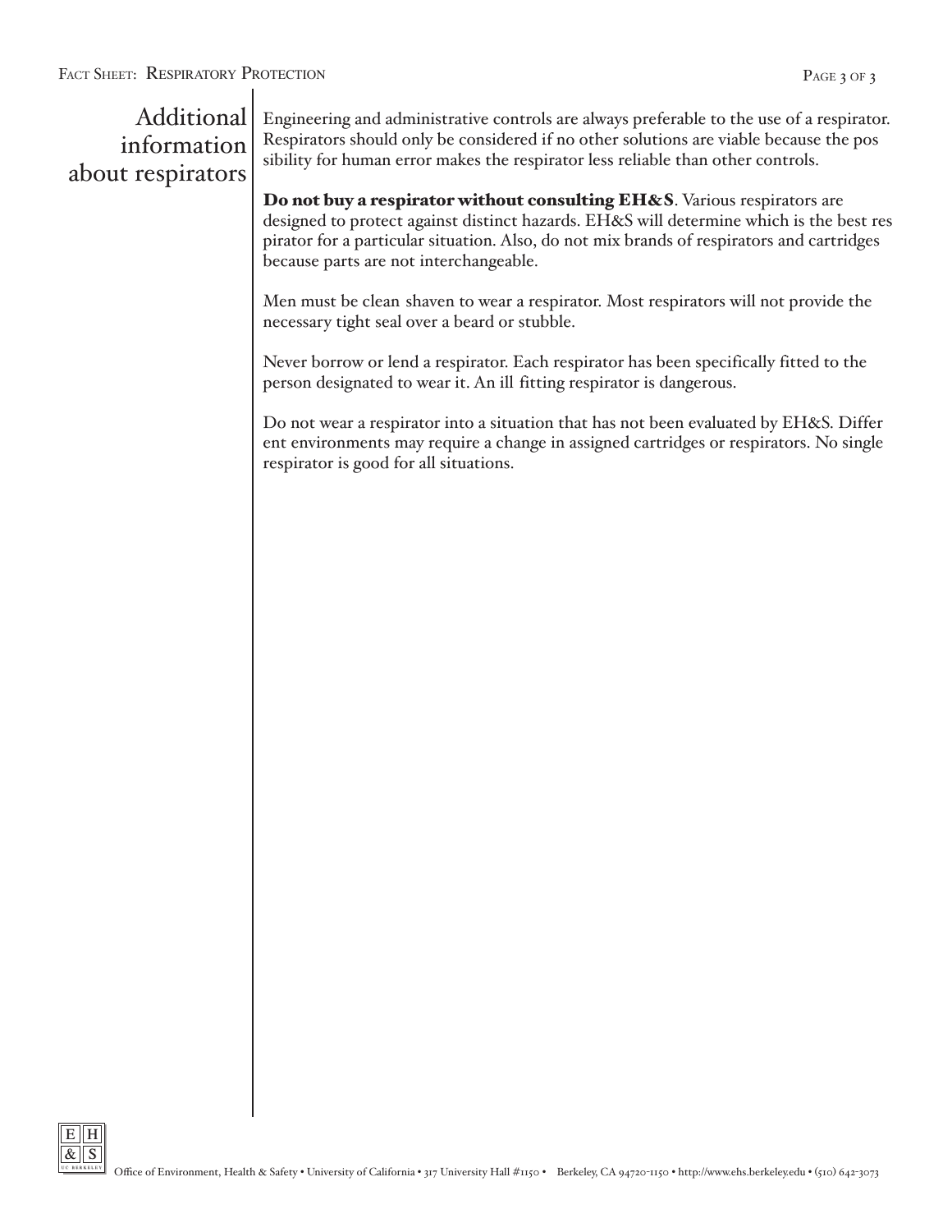## Additional information about respirators

Engineering and administrative controls are always preferable to the use of a respirator. Respirators should only be considered if no other solutions are viable because the possibility for human error makes the respirator less reliable than other controls.

**Do not buy a respirator without consulting EH&S**. Various respirators are designed to protect against distinct hazards. EH&S will determine which is the best respirator for a particular situation. Also, do not mix brands of respirators and cartridges because parts are not interchangeable.

Men must be clean shaven to wear a respirator. Most respirators will not provide the necessary tight seal over a beard or stubble.

Never borrow or lend a respirator. Each respirator has been specifically fitted to the person designated to wear it. An ill fitting respirator is dangerous.

Do not wear a respirator into a situation that has not been evaluated by EH&S. Different environments may require a change in assigned cartridges or respirators. No single respirator is good for all situations.